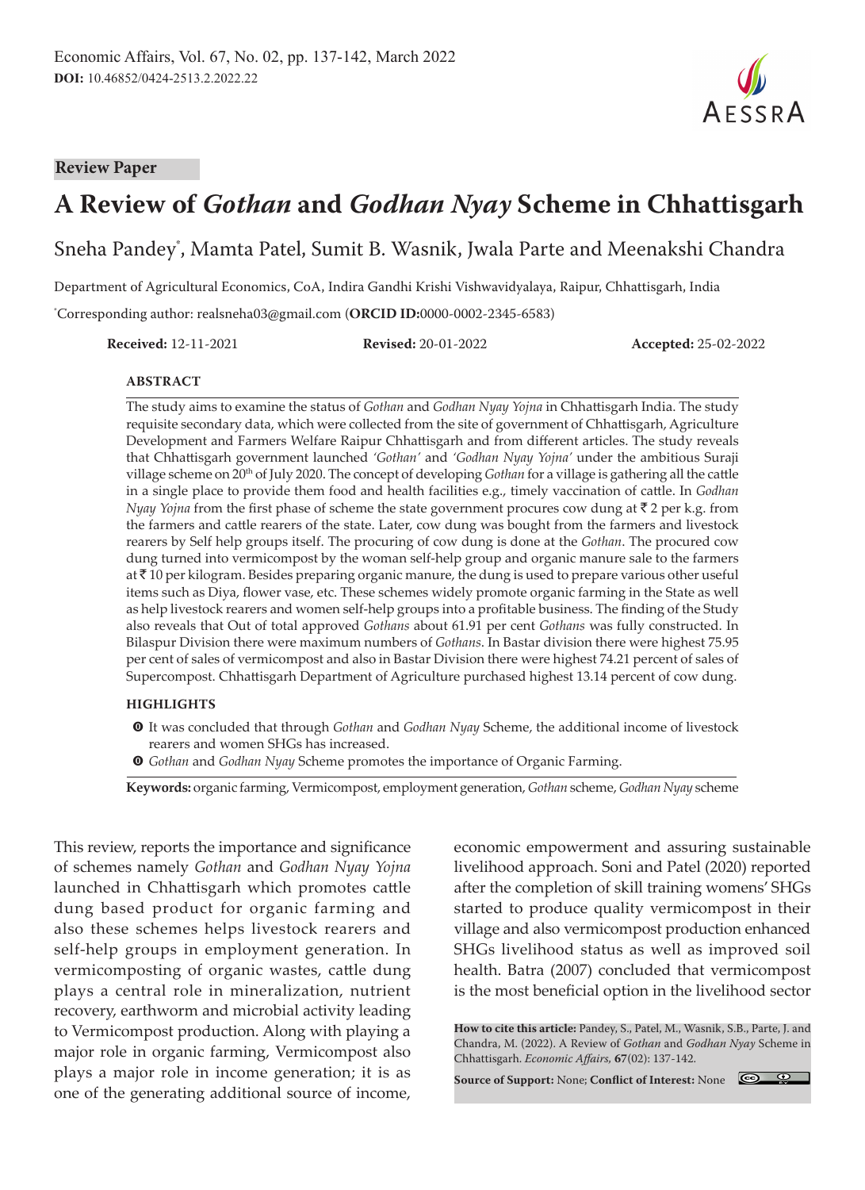Review Paper

# A Review of *Gothan* and *Godhan Nyay* Scheme in Chhattisgarh

Sneha Pandey*, Mamta Patel, Sumit B. Wasnik, Jwala Parte and Meenakshi Chandra

Department of Agricultural Economics, CoA, Indira Gandhi Krishi Vishwavidyalaya, Raipur, Chhattisgarh, India

*Corresponding author: realsneha03@gmail.com (**ORCID ID:**0000-0002-2345-6583)

**Received:** 12-11-2021 **Revised:** 20-01-2022 **Accepted:** 25-02-2022

## ABSTRACT

The study aims to examine the status of *Gothan* and *Godhan Nyay Yojna* in Chhattisgarh India. The study requisite secondary data, which were collected from the site of government of Chhattisgarh, Agriculture Development and Farmers Welfare Raipur Chhattisgarh and from different articles. The study reveals that Chhattisgarh government launched *'Gothan'* and *'Godhan Nyay Yojna'* under the ambitious Suraji village scheme on 20th of July 2020. The concept of developing *Gothan* for a village is gathering all the cattle in a single place to provide them food and health facilities e.g., timely vaccination of cattle. In *Godhan Nyay Yojna* from the first phase of scheme the state government procures cow dung at ₹ 2 per k.g. from the farmers and cattle rearers of the state. Later, cow dung was bought from the farmers and livestock rearers by Self help groups itself. The procuring of cow dung is done at the *Gothan*. The procured cow dung turned into vermicompost by the woman self-help group and organic manure sale to the farmers at ₹ 10 per kilogram. Besides preparing organic manure, the dung is used to prepare various other useful items such as Diya, flower vase, etc. These schemes widely promote organic farming in the State as well as help livestock rearers and women self-help groups into a profitable business. The finding of the Study also reveals that Out of total approved *Gothans* about 61.91 per cent *Gothans* was fully constructed. In Bilaspur Division there were maximum numbers of *Gothans*. In Bastar division there were highest 75.95 per cent of sales of vermicompost and also in Bastar Division there were highest 74.21 percent of sales of Supercompost. Chhattisgarh Department of Agriculture purchased highest 13.14 percent of cow dung.

## HIGHLIGHTS

- It was concluded that through *Gothan* and *Godhan Nyay* Scheme, the additional income of livestock rearers and women SHGs has increased.
- *Gothan* and *Godhan Nyay* Scheme promotes the importance of Organic Farming.

**Keywords:** organic farming, Vermicompost, employment generation, *Gothan* scheme, *Godhan Nyay* scheme

This review, reports the importance and significance of schemes namely *Gothan* and *Godhan Nyay Yojna* launched in Chhattisgarh which promotes cattle dung based product for organic farming and also these schemes helps livestock rearers and self-help groups in employment generation. In vermicomposting of organic wastes, cattle dung plays a central role in mineralization, nutrient recovery, earthworm and microbial activity leading to Vermicompost production. Along with playing a major role in organic farming, Vermicompost also plays a major role in income generation; it is as one of the generating additional source of income, economic empowerment and assuring sustainable livelihood approach. Soni and Patel (2020) reported after the completion of skill training womens' SHGs started to produce quality vermicompost in their village and also vermicompost production enhanced SHGs livelihood status as well as improved soil health. Batra (2007) concluded that vermicompost is the most beneficial option in the livelihood sector

**How to cite this article:** Pandey, S., Patel, M., Wasnik, S.B., Parte, J. and Chandra, M. (2022). A Review of *Gothan* and *Godhan Nyay* Scheme in Chhattisgarh. *Economic Affairs*, **67**(02): 137-142.

**Source of Support:** None; **Conflict of Interest:** None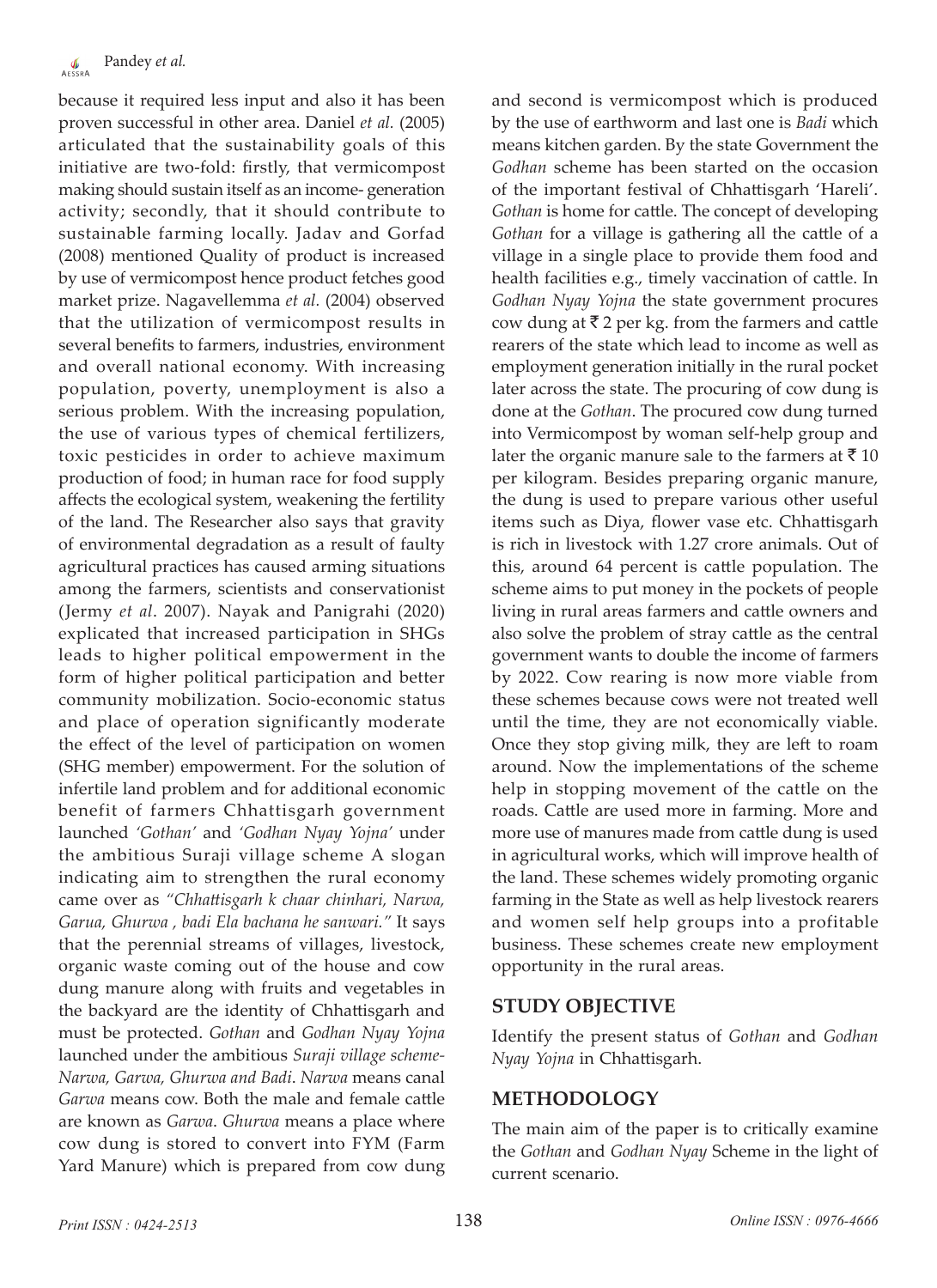because it required less input and also it has been proven successful in other area. Daniel *et al.* (2005) articulated that the sustainability goals of this initiative are two-fold: firstly, that vermicompost making should sustain itself as an income- generation activity; secondly, that it should contribute to sustainable farming locally. Jadav and Gorfad (2008) mentioned Quality of product is increased by use of vermicompost hence product fetches good market prize. Nagavellemma *et al.* (2004) observed that the utilization of vermicompost results in several benefits to farmers, industries, environment and overall national economy. With increasing population, poverty, unemployment is also a serious problem. With the increasing population, the use of various types of chemical fertilizers, toxic pesticides in order to achieve maximum production of food; in human race for food supply affects the ecological system, weakening the fertility of the land. The Researcher also says that gravity of environmental degradation as a result of faulty agricultural practices has caused arming situations among the farmers, scientists and conservationist (Jermy *et al*. 2007). Nayak and Panigrahi (2020) explicated that increased participation in SHGs leads to higher political empowerment in the form of higher political participation and better community mobilization. Socio-economic status and place of operation significantly moderate the effect of the level of participation on women (SHG member) empowerment. For the solution of infertile land problem and for additional economic benefit of farmers Chhattisgarh government launched *'Gothan'* and *'Godhan Nyay Yojna'* under the ambitious Suraji village scheme A slogan indicating aim to strengthen the rural economy came over as *"Chhattisgarh k chaar chinhari, Narwa, Garua, Ghurwa , badi Ela bachana he sanwari."* It says that the perennial streams of villages, livestock, organic waste coming out of the house and cow dung manure along with fruits and vegetables in the backyard are the identity of Chhattisgarh and must be protected. *Gothan* and *Godhan Nyay Yojna* launched under the ambitious *Suraji village scheme- Narwa, Garwa, Ghurwa and Badi*. *Narwa* means canal *Garwa* means cow. Both the male and female cattle are known as *Garwa*. *Ghurwa* means a place where cow dung is stored to convert into FYM (Farm Yard Manure) which is prepared from cow dung and second is vermicompost which is produced by the use of earthworm and last one is *Badi* which means kitchen garden. By the state Government the *Godhan* scheme has been started on the occasion of the important festival of Chhattisgarh 'Hareli'. *Gothan* is home for cattle. The concept of developing *Gothan* for a village is gathering all the cattle of a village in a single place to provide them food and health facilities e.g., timely vaccination of cattle. In *Godhan Nyay Yojna* the state government procures cow dung at ₹ 2 per kg. from the farmers and cattle rearers of the state which lead to income as well as employment generation initially in the rural pocket later across the state. The procuring of cow dung is done at the *Gothan*. The procured cow dung turned into Vermicompost by woman self-help group and later the organic manure sale to the farmers at ₹ 10 per kilogram. Besides preparing organic manure, the dung is used to prepare various other useful items such as Diya, flower vase etc. Chhattisgarh is rich in livestock with 1.27 crore animals. Out of this, around 64 percent is cattle population. The scheme aims to put money in the pockets of people living in rural areas farmers and cattle owners and also solve the problem of stray cattle as the central government wants to double the income of farmers by 2022. Cow rearing is now more viable from these schemes because cows were not treated well until the time, they are not economically viable. Once they stop giving milk, they are left to roam around. Now the implementations of the scheme help in stopping movement of the cattle on the roads. Cattle are used more in farming. More and more use of manures made from cattle dung is used in agricultural works, which will improve health of the land. These schemes widely promoting organic farming in the State as well as help livestock rearers and women self help groups into a profitable business. These schemes create new employment opportunity in the rural areas.

## STUDY OBJECTIVE

Identify the present status of *Gothan* and *Godhan Nyay Yojna* in Chhattisgarh.

## METHODOLOGY

The main aim of the paper is to critically examine the *Gothan* and *Godhan Nyay* Scheme in the light of current scenario.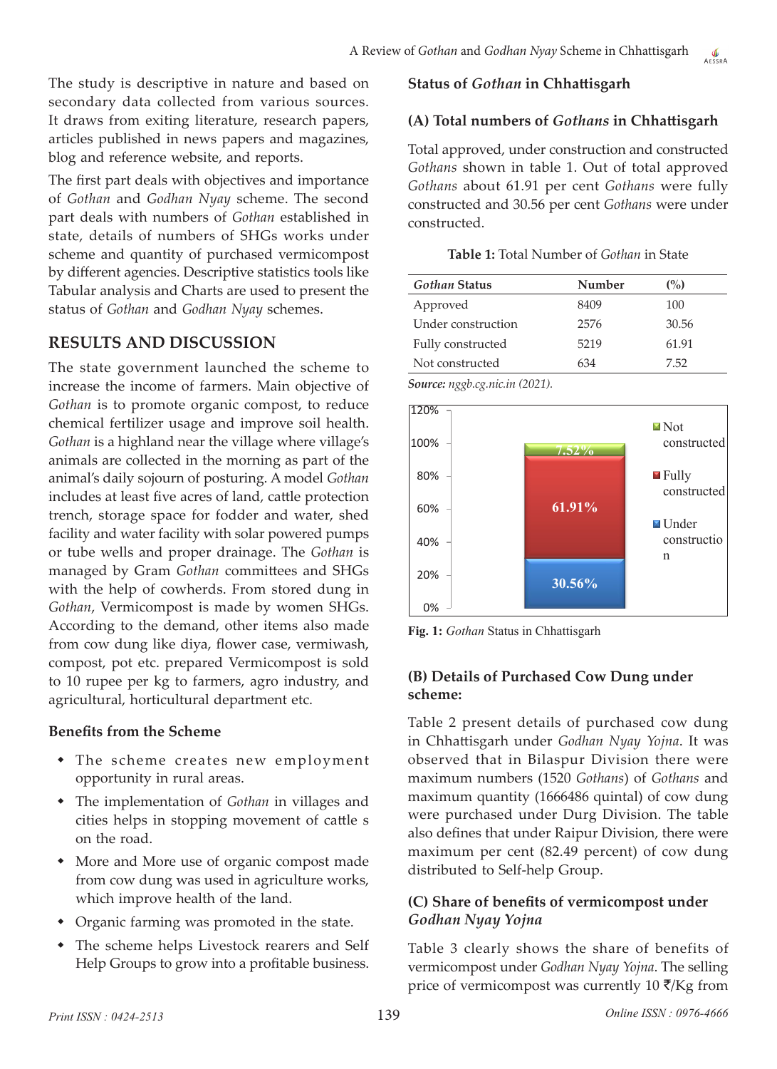The study is descriptive in nature and based on secondary data collected from various sources. It draws from exiting literature, research papers, articles published in news papers and magazines, blog and reference website, and reports.

The first part deals with objectives and importance of *Gothan* and *Godhan Nyay* scheme. The second part deals with numbers of *Gothan* established in state, details of numbers of SHGs works under scheme and quantity of purchased vermicompost by different agencies. Descriptive statistics tools like Tabular analysis and Charts are used to present the status of *Gothan* and *Godhan Nyay* schemes.

## RESULTS AND DISCUSSION

The state government launched the scheme to increase the income of farmers. Main objective of *Gothan* is to promote organic compost, to reduce chemical fertilizer usage and improve soil health. *Gothan* is a highland near the village where village's animals are collected in the morning as part of the animal's daily sojourn of posturing. A model *Gothan* includes at least five acres of land, cattle protection trench, storage space for fodder and water, shed facility and water facility with solar powered pumps or tube wells and proper drainage. The *Gothan* is managed by Gram *Gothan* committees and SHGs with the help of cowherds. From stored dung in *Gothan*, Vermicompost is made by women SHGs. According to the demand, other items also made from cow dung like diya, flower case, vermiwash, compost, pot etc. prepared Vermicompost is sold to 10 rupee per kg to farmers, agro industry, and agricultural, horticultural department etc.

### Benefits from the Scheme

- The scheme creates new employment opportunity in rural areas.
- The implementation of *Gothan* in villages and cities helps in stopping movement of cattle s on the road.
- More and More use of organic compost made from cow dung was used in agriculture works, which improve health of the land.
- Organic farming was promoted in the state.
- The scheme helps Livestock rearers and Self Help Groups to grow into a profitable business.

### Status of *Gothan* in Chhattisgarh

### (A) Total numbers of *Gothans* in Chhattisgarh

Total approved, under construction and constructed *Gothans* shown in table 1. Out of total approved *Gothans* about 61.91 per cent *Gothans* were fully constructed and 30.56 per cent *Gothans* were under constructed.

**Table 1:** Total Number of *Gothan* in State

| *Gothan* Status | Number | (%) |
|---|---|---|
| Approved | 8409 | 100 |
| Under construction | 2576 | 30.56 |
| Fully constructed | 5219 | 61.91 |
| Not constructed | 634 | 7.52 |

***Source:*** *nggb.cg.nic.in (2021).*

**Fig. 1:** *Gothan* Status in Chhattisgarh

### (B) Details of Purchased Cow Dung under scheme:

Table 2 present details of purchased cow dung in Chhattisgarh under *Godhan Nyay Yojna*. It was observed that in Bilaspur Division there were maximum numbers (1520 *Gothans*) of *Gothans* and maximum quantity (1666486 quintal) of cow dung were purchased under Durg Division. The table also defines that under Raipur Division, there were maximum per cent (82.49 percent) of cow dung distributed to Self-help Group.

### (C) Share of benefits of vermicompost under *Godhan Nyay Yojna*

Table 3 clearly shows the share of benefits of vermicompost under *Godhan Nyay Yojna*. The selling price of vermicompost was currently 10 ₹/Kg from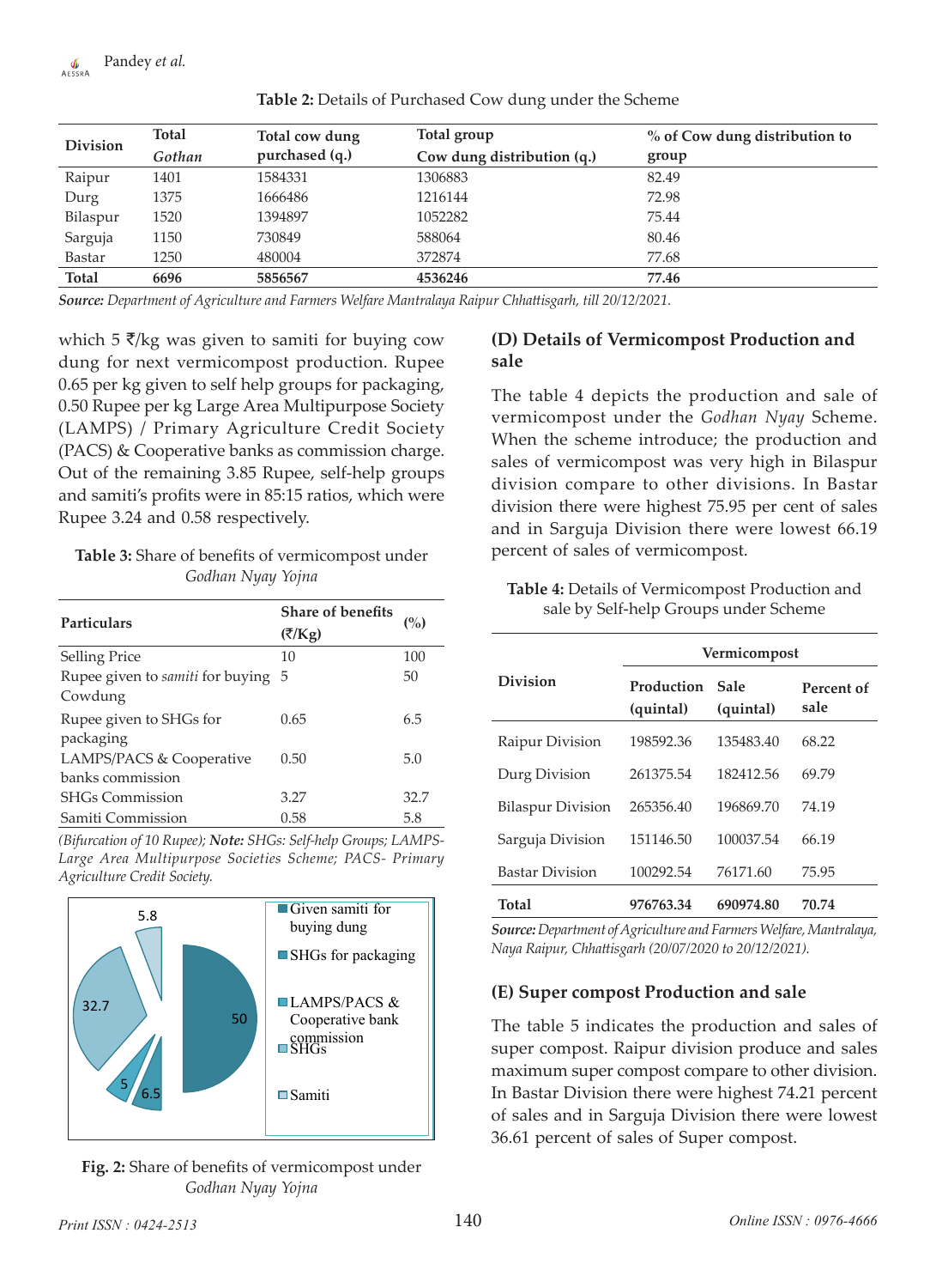**Table 2:** Details of Purchased Cow dung under the Scheme

| Division | Total *Gothan* | Total cow dung purchased (q.) | Total group Cow dung distribution (q.) | % of Cow dung distribution to group |
|---|---|---|---|---|
| Raipur | 1401 | 1584331 | 1306883 | 82.49 |
| Durg | 1375 | 1666486 | 1216144 | 72.98 |
| Bilaspur | 1520 | 1394897 | 1052282 | 75.44 |
| Sarguja | 1150 | 730849 | 588064 | 80.46 |
| Bastar | 1250 | 480004 | 372874 | 77.68 |
| **Total** | **6696** | **5856567** | **4536246** | **77.46** |

***Source:*** *Department of Agriculture and Farmers Welfare Mantralaya Raipur Chhattisgarh, till 20/12/2021.*

which 5 ₹/kg was given to samiti for buying cow dung for next vermicompost production. Rupee 0.65 per kg given to self help groups for packaging, 0.50 Rupee per kg Large Area Multipurpose Society (LAMPS) / Primary Agriculture Credit Society (PACS) & Cooperative banks as commission charge. Out of the remaining 3.85 Rupee, self-help groups and samiti's profits were in 85:15 ratios, which were Rupee 3.24 and 0.58 respectively.

**Table 3:** Share of benefits of vermicompost under *Godhan Nyay Yojna*

| Particulars | Share of benefits (₹/Kg) | (%) |
|---|---|---|
| Selling Price | 10 | 100 |
| Rupee given to *samiti* for buying Cowdung | 5 | 50 |
| Rupee given to SHGs for packaging | 0.65 | 6.5 |
| LAMPS/PACS & Cooperative banks commission | 0.50 | 5.0 |
| SHGs Commission | 3.27 | 32.7 |
| Samiti Commission | 0.58 | 5.8 |

*(Bifurcation of 10 Rupee);* ***Note:*** *SHGs: Self-help Groups; LAMPS- Large Area Multipurpose Societies Scheme; PACS- Primary Agriculture Credit Society.*

**Fig. 2:** Share of benefits of vermicompost under *Godhan Nyay Yojna*

## (D) Details of Vermicompost Production and sale

The table 4 depicts the production and sale of vermicompost under the *Godhan Nyay* Scheme. When the scheme introduce; the production and sales of vermicompost was very high in Bilaspur division compare to other divisions. In Bastar division there were highest 75.95 per cent of sales and in Sarguja Division there were lowest 66.19 percent of sales of vermicompost.

**Table 4:** Details of Vermicompost Production and sale by Self-help Groups under Scheme

| Division | Vermicompost | | |
|---|---|---|---|
| | Production (quintal) | Sale (quintal) | Percent of sale |
| Raipur Division | 198592.36 | 135483.40 | 68.22 |
| Durg Division | 261375.54 | 182412.56 | 69.79 |
| Bilaspur Division | 265356.40 | 196869.70 | 74.19 |
| Sarguja Division | 151146.50 | 100037.54 | 66.19 |
| Bastar Division | 100292.54 | 76171.60 | 75.95 |
| **Total** | **976763.34** | **690974.80** | **70.74** |

***Source:*** *Department of Agriculture and Farmers Welfare, Mantralaya, Naya Raipur, Chhattisgarh (20/07/2020 to 20/12/2021).*

## (E) Super compost Production and sale

The table 5 indicates the production and sales of super compost. Raipur division produce and sales maximum super compost compare to other division. In Bastar Division there were highest 74.21 percent of sales and in Sarguja Division there were lowest 36.61 percent of sales of Super compost.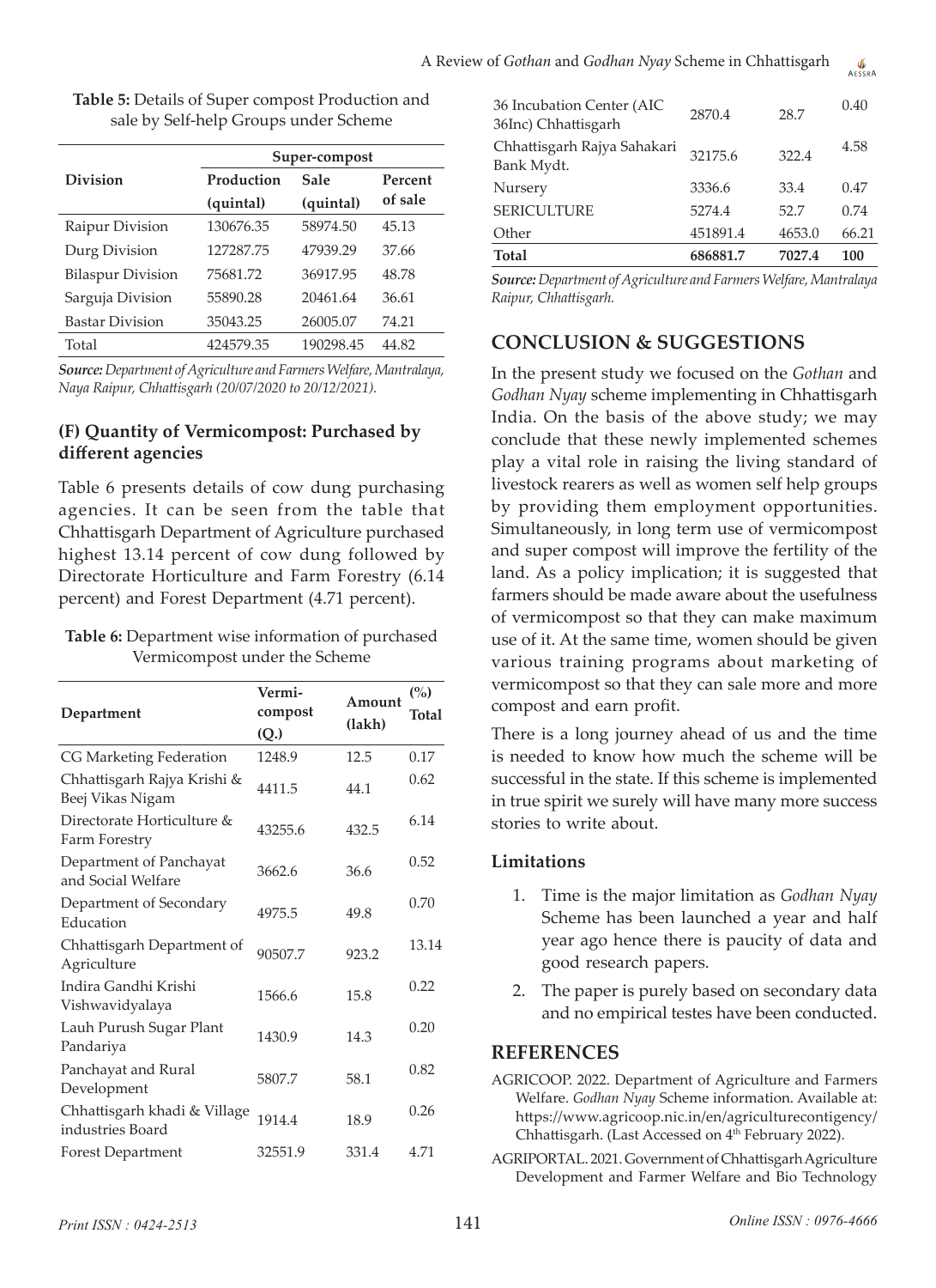**Table 5:** Details of Super compost Production and sale by Self-help Groups under Scheme

| Division | Super-compost | | |
|---|---|---|---|
| | Production (quintal) | Sale (quintal) | Percent of sale |
| Raipur Division | 130676.35 | 58974.50 | 45.13 |
| Durg Division | 127287.75 | 47939.29 | 37.66 |
| Bilaspur Division | 75681.72 | 36917.95 | 48.78 |
| Sarguja Division | 55890.28 | 20461.64 | 36.61 |
| Bastar Division | 35043.25 | 26005.07 | 74.21 |
| Total | 424579.35 | 190298.45 | 44.82 |

***Source:*** *Department of Agriculture and Farmers Welfare, Mantralaya, Naya Raipur, Chhattisgarh (20/07/2020 to 20/12/2021).*

### (F) Quantity of Vermicompost: Purchased by different agencies

Table 6 presents details of cow dung purchasing agencies. It can be seen from the table that Chhattisgarh Department of Agriculture purchased highest 13.14 percent of cow dung followed by Directorate Horticulture and Farm Forestry (6.14 percent) and Forest Department (4.71 percent).

**Table 6:** Department wise information of purchased Vermicompost under the Scheme

| Department | Vermi-compost (Q.) | Amount (lakh) | (%) Total |
|---|---|---|---|
| CG Marketing Federation | 1248.9 | 12.5 | 0.17 |
| Chhattisgarh Rajya Krishi & Beej Vikas Nigam | 4411.5 | 44.1 | 0.62 |
| Directorate Horticulture & Farm Forestry | 43255.6 | 432.5 | 6.14 |
| Department of Panchayat and Social Welfare | 3662.6 | 36.6 | 0.52 |
| Department of Secondary Education | 4975.5 | 49.8 | 0.70 |
| Chhattisgarh Department of Agriculture | 90507.7 | 923.2 | 13.14 |
| Indira Gandhi Krishi Vishwavidyalaya | 1566.6 | 15.8 | 0.22 |
| Lauh Purush Sugar Plant Pandariya | 1430.9 | 14.3 | 0.20 |
| Panchayat and Rural Development | 5807.7 | 58.1 | 0.82 |
| Chhattisgarh khadi & Village industries Board | 1914.4 | 18.9 | 0.26 |
| Forest Department | 32551.9 | 331.4 | 4.71 |
| 36 Incubation Center (AIC 36Inc) Chhattisgarh | 2870.4 | 28.7 | 0.40 |
| Chhattisgarh Rajya Sahakari Bank Mydt. | 32175.6 | 322.4 | 4.58 |
| Nursery | 3336.6 | 33.4 | 0.47 |
| SERICULTURE | 5274.4 | 52.7 | 0.74 |
| Other | 451891.4 | 4653.0 | 66.21 |
| **Total** | **686881.7** | **7027.4** | **100** |

***Source:*** *Department of Agriculture and Farmers Welfare, Mantralaya Raipur, Chhattisgarh.*

## CONCLUSION & SUGGESTIONS

In the present study we focused on the *Gothan* and *Godhan Nyay* scheme implementing in Chhattisgarh India. On the basis of the above study; we may conclude that these newly implemented schemes play a vital role in raising the living standard of livestock rearers as well as women self help groups by providing them employment opportunities. Simultaneously, in long term use of vermicompost and super compost will improve the fertility of the land. As a policy implication; it is suggested that farmers should be made aware about the usefulness of vermicompost so that they can make maximum use of it. At the same time, women should be given various training programs about marketing of vermicompost so that they can sale more and more compost and earn profit.

There is a long journey ahead of us and the time is needed to know how much the scheme will be successful in the state. If this scheme is implemented in true spirit we surely will have many more success stories to write about.

### Limitations

1. Time is the major limitation as *Godhan Nyay* Scheme has been launched a year and half year ago hence there is paucity of data and good research papers.
2. The paper is purely based on secondary data and no empirical testes have been conducted.

## REFERENCES

AGRICOOP. 2022. Department of Agriculture and Farmers Welfare. *Godhan Nyay* Scheme information. Available at: https://www.agricoop.nic.in/en/agriculturecontigency/Chhattisgarh. (Last Accessed on 4th February 2022).

AGRIPORTAL. 2021. Government of Chhattisgarh Agriculture Development and Farmer Welfare and Bio Technology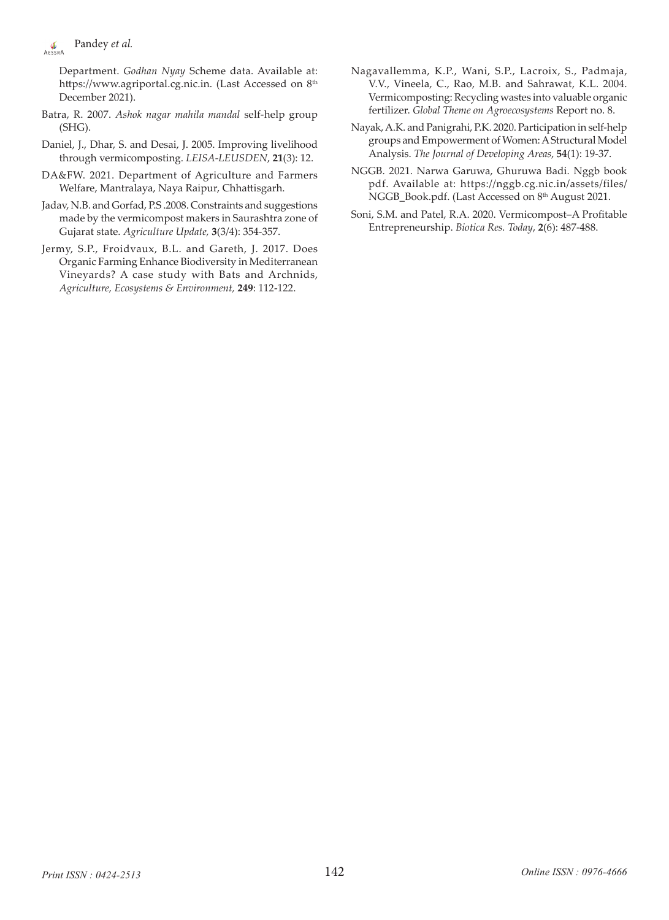Department. *Godhan Nyay* Scheme data. Available at: https://www.agriportal.cg.nic.in. (Last Accessed on 8th December 2021).

Batra, R. 2007. *Ashok nagar mahila mandal* self-help group (SHG).

Daniel, J., Dhar, S. and Desai, J. 2005. Improving livelihood through vermicomposting. *LEISA-LEUSDEN*, **21**(3): 12.

DA&FW. 2021. Department of Agriculture and Farmers Welfare, Mantralaya, Naya Raipur, Chhattisgarh.

Jadav, N.B. and Gorfad, P.S .2008. Constraints and suggestions made by the vermicompost makers in Saurashtra zone of Gujarat state. *Agriculture Update,* **3**(3/4): 354-357.

Jermy, S.P., Froidvaux, B.L. and Gareth, J. 2017. Does Organic Farming Enhance Biodiversity in Mediterranean Vineyards? A case study with Bats and Archnids, *Agriculture, Ecosystems & Environment,* **249**: 112-122.

Nagavallemma, K.P., Wani, S.P., Lacroix, S., Padmaja, V.V., Vineela, C., Rao, M.B. and Sahrawat, K.L. 2004. Vermicomposting: Recycling wastes into valuable organic fertilizer. *Global Theme on Agroecosystems* Report no. 8.

Nayak, A.K. and Panigrahi, P.K. 2020. Participation in self-help groups and Empowerment of Women: A Structural Model Analysis. *The Journal of Developing Areas*, **54**(1): 19-37.

NGGB. 2021. Narwa Garuwa, Ghuruwa Badi. Nggb book pdf. Available at: https://nggb.cg.nic.in/assets/files/NGGB_Book.pdf. (Last Accessed on 8th August 2021.

Soni, S.M. and Patel, R.A. 2020. Vermicompost–A Profitable Entrepreneurship. *Biotica Res. Today*, **2**(6): 487-488.